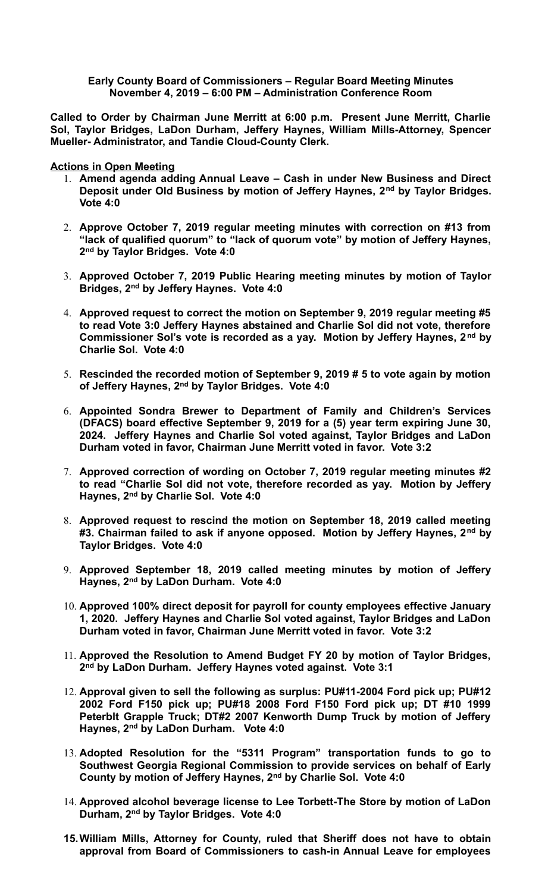**Early County Board of Commissioners – Regular Board Meeting Minutes**
**November 4, 2019 – 6:00 PM – Administration Conference Room**

**Called to Order by Chairman June Merritt at 6:00 p.m. Present June Merritt, Charlie Sol, Taylor Bridges, LaDon Durham, Jeffery Haynes, William Mills-Attorney, Spencer Mueller- Administrator, and Tandie Cloud-County Clerk.**

**Actions in Open Meeting**

1. **Amend agenda adding Annual Leave – Cash in under New Business and Direct Deposit under Old Business by motion of Jeffery Haynes, 2nd by Taylor Bridges. Vote 4:0**

2. **Approve October 7, 2019 regular meeting minutes with correction on #13 from "lack of qualified quorum" to "lack of quorum vote" by motion of Jeffery Haynes, 2nd by Taylor Bridges. Vote 4:0**

3. **Approved October 7, 2019 Public Hearing meeting minutes by motion of Taylor Bridges, 2nd by Jeffery Haynes. Vote 4:0**

4. **Approved request to correct the motion on September 9, 2019 regular meeting #5 to read Vote 3:0 Jeffery Haynes abstained and Charlie Sol did not vote, therefore Commissioner Sol's vote is recorded as a yay. Motion by Jeffery Haynes, 2nd by Charlie Sol. Vote 4:0**

5. **Rescinded the recorded motion of September 9, 2019 # 5 to vote again by motion of Jeffery Haynes, 2nd by Taylor Bridges. Vote 4:0**

6. **Appointed Sondra Brewer to Department of Family and Children's Services (DFACS) board effective September 9, 2019 for a (5) year term expiring June 30, 2024. Jeffery Haynes and Charlie Sol voted against, Taylor Bridges and LaDon Durham voted in favor, Chairman June Merritt voted in favor. Vote 3:2**

7. **Approved correction of wording on October 7, 2019 regular meeting minutes #2 to read "Charlie Sol did not vote, therefore recorded as yay. Motion by Jeffery Haynes, 2nd by Charlie Sol. Vote 4:0**

8. **Approved request to rescind the motion on September 18, 2019 called meeting #3. Chairman failed to ask if anyone opposed. Motion by Jeffery Haynes, 2nd by Taylor Bridges. Vote 4:0**

9. **Approved September 18, 2019 called meeting minutes by motion of Jeffery Haynes, 2nd by LaDon Durham. Vote 4:0**

10. **Approved 100% direct deposit for payroll for county employees effective January 1, 2020. Jeffery Haynes and Charlie Sol voted against, Taylor Bridges and LaDon Durham voted in favor, Chairman June Merritt voted in favor. Vote 3:2**

11. **Approved the Resolution to Amend Budget FY 20 by motion of Taylor Bridges, 2nd by LaDon Durham. Jeffery Haynes voted against. Vote 3:1**

12. **Approval given to sell the following as surplus: PU#11-2004 Ford pick up; PU#12 2002 Ford F150 pick up; PU#18 2008 Ford F150 Ford pick up; DT #10 1999 Peterblt Grapple Truck; DT#2 2007 Kenworth Dump Truck by motion of Jeffery Haynes, 2nd by LaDon Durham. Vote 4:0**

13. **Adopted Resolution for the "5311 Program" transportation funds to go to Southwest Georgia Regional Commission to provide services on behalf of Early County by motion of Jeffery Haynes, 2nd by Charlie Sol. Vote 4:0**

14. **Approved alcohol beverage license to Lee Torbett-The Store by motion of LaDon Durham, 2nd by Taylor Bridges. Vote 4:0**

15. **William Mills, Attorney for County, ruled that Sheriff does not have to obtain approval from Board of Commissioners to cash-in Annual Leave for employees**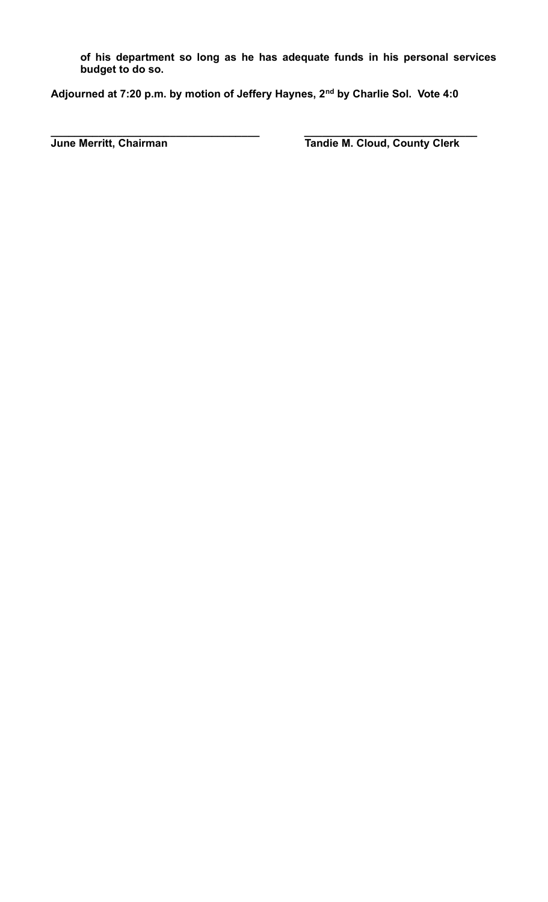**of his department so long as he has adequate funds in his personal services budget to do so.**

**Adjourned at 7:20 p.m. by motion of Jeffery Haynes, 2nd by Charlie Sol. Vote 4:0**

| | |
|---|---|
| ________________________________ | ____________________________ |
| **June Merritt, Chairman** | **Tandie M. Cloud, County Clerk** |